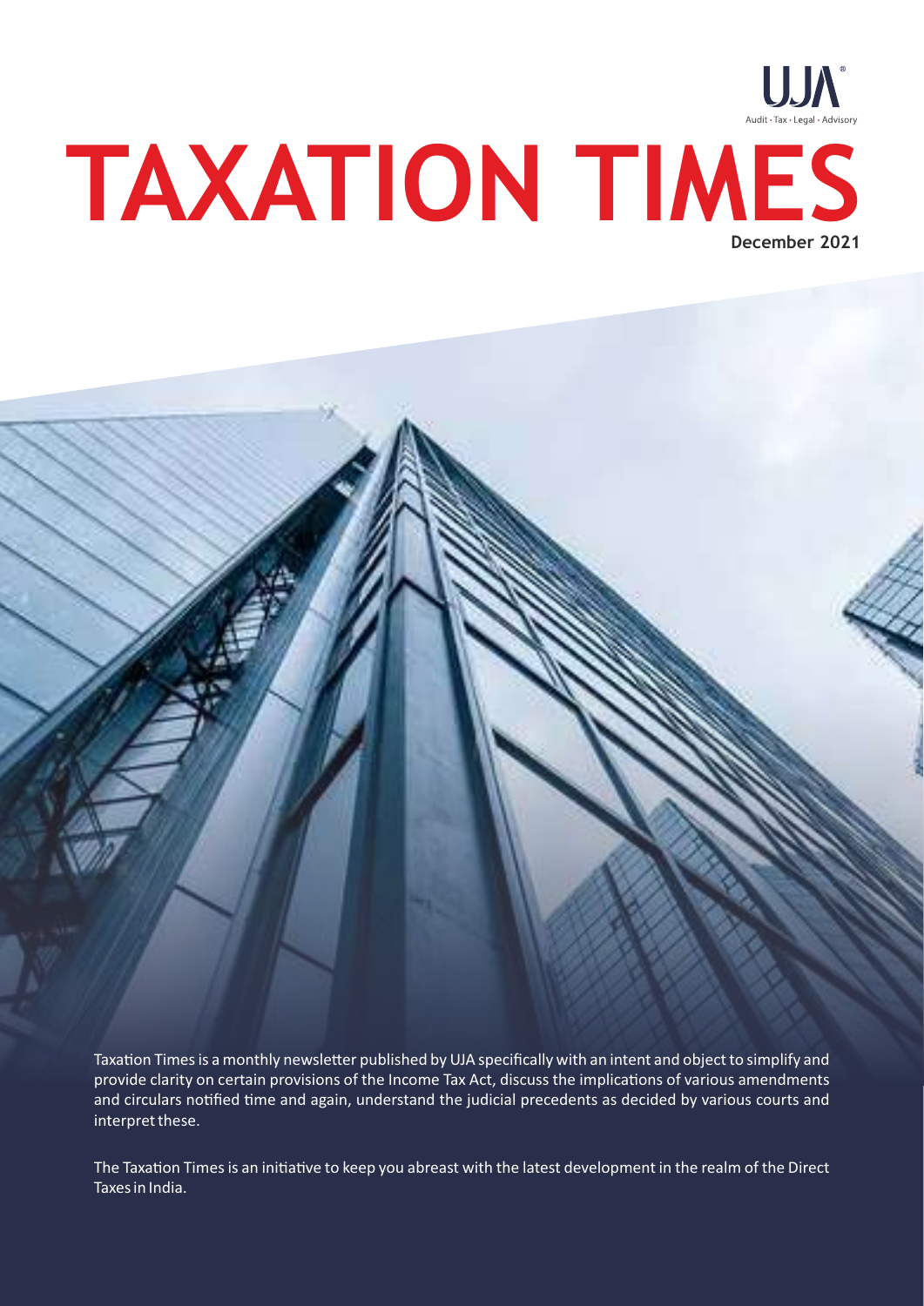UJA
Audit · Tax · Legal · Advisory

# TAXATION TIMES

**December 2021**

Taxation Times is a monthly newsletter published by UJA specifically with an intent and object to simplify and provide clarity on certain provisions of the Income Tax Act, discuss the implications of various amendments and circulars notified time and again, understand the judicial precedents as decided by various courts and interpret these.

The Taxation Times is an initiative to keep you abreast with the latest development in the realm of the Direct Taxes in India.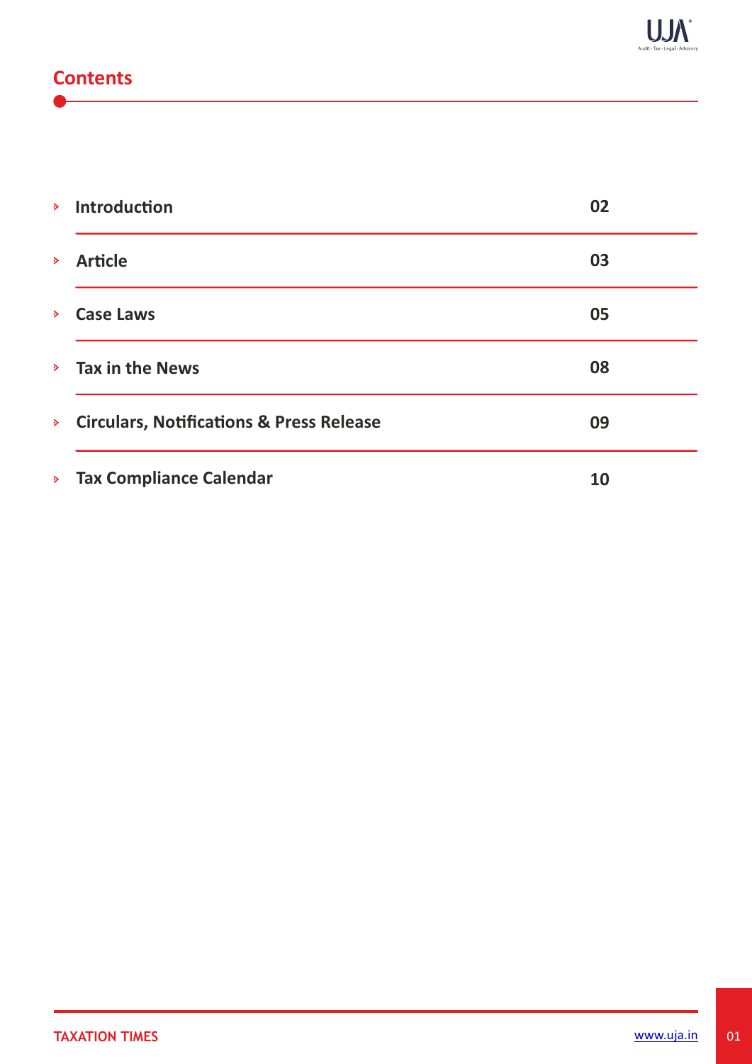## Contents

| | |
|---|---|
| Introduction | 02 |
| Article | 03 |
| Case Laws | 05 |
| Tax in the News | 08 |
| Circulars, Notifications & Press Release | 09 |
| Tax Compliance Calendar | 10 |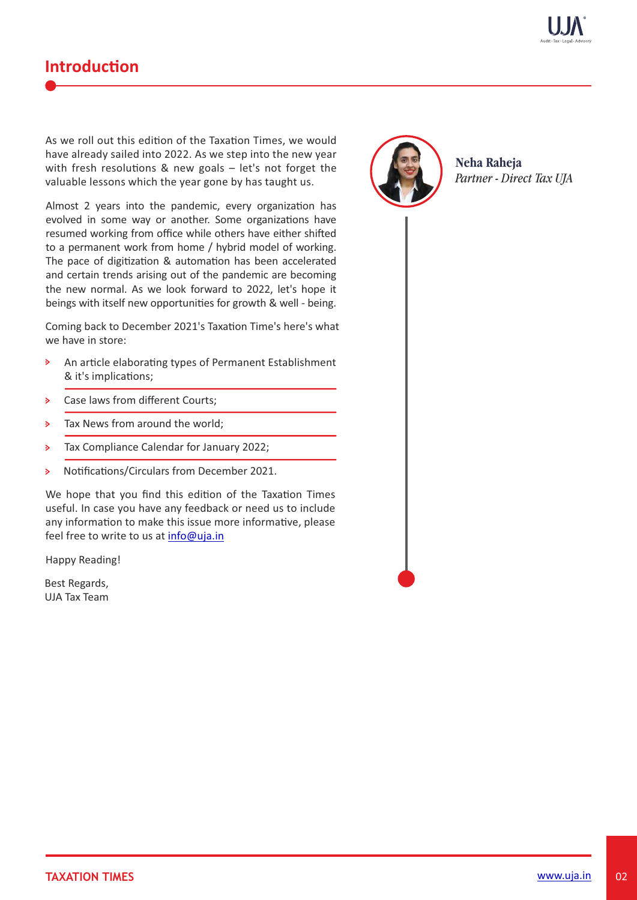# Introduction

As we roll out this edition of the Taxation Times, we would have already sailed into 2022. As we step into the new year with fresh resolutions & new goals – let's not forget the valuable lessons which the year gone by has taught us.

Almost 2 years into the pandemic, every organization has evolved in some way or another. Some organizations have resumed working from office while others have either shifted to a permanent work from home / hybrid model of working. The pace of digitization & automation has been accelerated and certain trends arising out of the pandemic are becoming the new normal. As we look forward to 2022, let's hope it beings with itself new opportunities for growth & well - being.

Coming back to December 2021's Taxation Time's here's what we have in store:

- An article elaborating types of Permanent Establishment & it's implications;
- Case laws from different Courts;
- Tax News from around the world;
- Tax Compliance Calendar for January 2022;
- Notifications/Circulars from December 2021.

We hope that you find this edition of the Taxation Times useful. In case you have any feedback or need us to include any information to make this issue more informative, please feel free to write to us at info@uja.in

Happy Reading!

Best Regards,
UJA Tax Team

**Neha Raheja**
*Partner - Direct Tax UJA*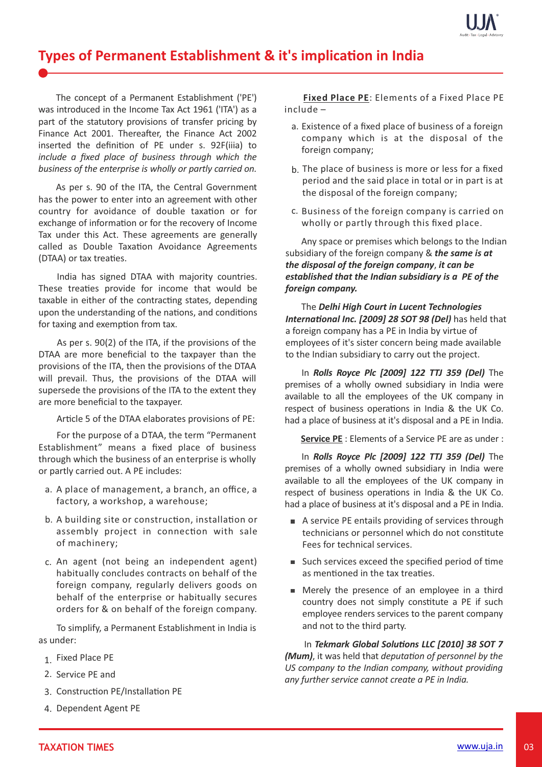## Types of Permanent Establishment & it's implication in India

The concept of a Permanent Establishment ('PE') was introduced in the Income Tax Act 1961 ('ITA') as a part of the statutory provisions of transfer pricing by Finance Act 2001. Thereafter, the Finance Act 2002 inserted the definition of PE under s. 92F(iiia) to *include a fixed place of business through which the business of the enterprise is wholly or partly carried on.*

As per s. 90 of the ITA, the Central Government has the power to enter into an agreement with other country for avoidance of double taxation or for exchange of information or for the recovery of Income Tax under this Act. These agreements are generally called as Double Taxation Avoidance Agreements (DTAA) or tax treaties.

India has signed DTAA with majority countries. These treaties provide for income that would be taxable in either of the contracting states, depending upon the understanding of the nations, and conditions for taxing and exemption from tax.

As per s. 90(2) of the ITA, if the provisions of the DTAA are more beneficial to the taxpayer than the provisions of the ITA, then the provisions of the DTAA will prevail. Thus, the provisions of the DTAA will supersede the provisions of the ITA to the extent they are more beneficial to the taxpayer.

Article 5 of the DTAA elaborates provisions of PE:

For the purpose of a DTAA, the term "Permanent Establishment" means a fixed place of business through which the business of an enterprise is wholly or partly carried out. A PE includes:

a. A place of management, a branch, an office, a factory, a workshop, a warehouse;
b. A building site or construction, installation or assembly project in connection with sale of machinery;
c. An agent (not being an independent agent) habitually concludes contracts on behalf of the foreign company, regularly delivers goods on behalf of the enterprise or habitually secures orders for & on behalf of the foreign company.

To simplify, a Permanent Establishment in India is as under:

1. Fixed Place PE
2. Service PE and
3. Construction PE/Installation PE
4. Dependent Agent PE

**Fixed Place PE**: Elements of a Fixed Place PE include –

a. Existence of a fixed place of business of a foreign company which is at the disposal of the foreign company;
b. The place of business is more or less for a fixed period and the said place in total or in part is at the disposal of the foreign company;
c. Business of the foreign company is carried on wholly or partly through this fixed place.

Any space or premises which belongs to the Indian subsidiary of the foreign company & ***the same is at the disposal of the foreign company***, ***it can be established that the Indian subsidiary is a PE of the foreign company.***

The ***Delhi High Court in Lucent Technologies International Inc. [2009] 28 SOT 98 (Del)*** has held that a foreign company has a PE in India by virtue of employees of it's sister concern being made available to the Indian subsidiary to carry out the project.

In ***Rolls Royce Plc [2009] 122 TTJ 359 (Del)*** The premises of a wholly owned subsidiary in India were available to all the employees of the UK company in respect of business operations in India & the UK Co. had a place of business at it's disposal and a PE in India.

**Service PE** : Elements of a Service PE are as under :

In ***Rolls Royce Plc [2009] 122 TTJ 359 (Del)*** The premises of a wholly owned subsidiary in India were available to all the employees of the UK company in respect of business operations in India & the UK Co. had a place of business at it's disposal and a PE in India.

- A service PE entails providing of services through technicians or personnel which do not constitute Fees for technical services.
- Such services exceed the specified period of time as mentioned in the tax treaties.
- Merely the presence of an employee in a third country does not simply constitute a PE if such employee renders services to the parent company and not to the third party.

In ***Tekmark Global Solutions LLC [2010] 38 SOT 7 (Mum)***, it was held that *deputation of personnel by the US company to the Indian company, without providing any further service cannot create a PE in India.*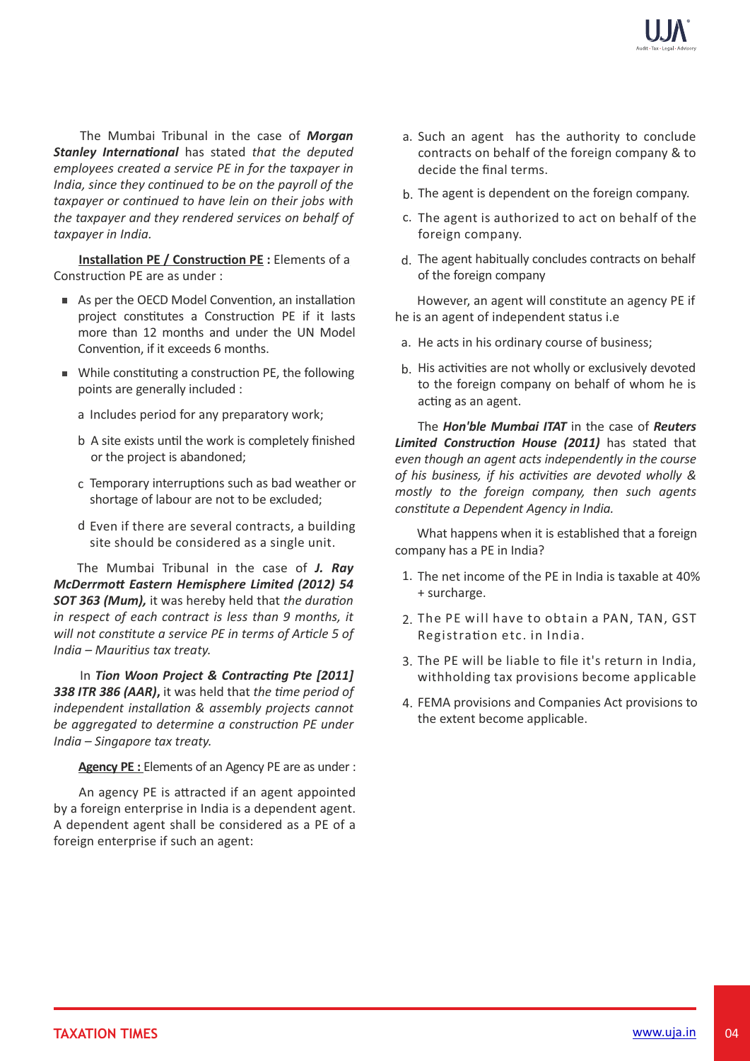The Mumbai Tribunal in the case of ***Morgan Stanley International*** has stated *that the deputed employees created a service PE in for the taxpayer in India, since they continued to be on the payroll of the taxpayer or continued to have lein on their jobs with the taxpayer and they rendered services on behalf of taxpayer in India.*

**Installation PE / Construction PE :** Elements of a Construction PE are as under :

- As per the OECD Model Convention, an installation project constitutes a Construction PE if it lasts more than 12 months and under the UN Model Convention, if it exceeds 6 months.
- While constituting a construction PE, the following points are generally included :
  - a Includes period for any preparatory work;
  - b A site exists until the work is completely finished or the project is abandoned;
  - c Temporary interruptions such as bad weather or shortage of labour are not to be excluded;
  - d Even if there are several contracts, a building site should be considered as a single unit.

The Mumbai Tribunal in the case of ***J. Ray McDerrmott Eastern Hemisphere Limited (2012) 54 SOT 363 (Mum),*** it was hereby held that *the duration in respect of each contract is less than 9 months, it will not constitute a service PE in terms of Article 5 of India – Mauritius tax treaty.*

In ***Tion Woon Project & Contracting Pte [2011] 338 ITR 386 (AAR),*** it was held that *the time period of independent installation & assembly projects cannot be aggregated to determine a construction PE under India – Singapore tax treaty.*

**Agency PE :** Elements of an Agency PE are as under :

An agency PE is attracted if an agent appointed by a foreign enterprise in India is a dependent agent. A dependent agent shall be considered as a PE of a foreign enterprise if such an agent:

a. Such an agent has the authority to conclude contracts on behalf of the foreign company & to decide the final terms.

b. The agent is dependent on the foreign company.

c. The agent is authorized to act on behalf of the foreign company.

d. The agent habitually concludes contracts on behalf of the foreign company

However, an agent will constitute an agency PE if he is an agent of independent status i.e

a. He acts in his ordinary course of business;

b. His activities are not wholly or exclusively devoted to the foreign company on behalf of whom he is acting as an agent.

The ***Hon'ble Mumbai ITAT*** in the case of ***Reuters Limited Construction House (2011)*** has stated that *even though an agent acts independently in the course of his business, if his activities are devoted wholly & mostly to the foreign company, then such agents constitute a Dependent Agency in India.*

What happens when it is established that a foreign company has a PE in India?

1. The net income of the PE in India is taxable at 40% + surcharge.
2. The PE will have to obtain a PAN, TAN, GST Registration etc. in India.
3. The PE will be liable to file it's return in India, withholding tax provisions become applicable
4. FEMA provisions and Companies Act provisions to the extent become applicable.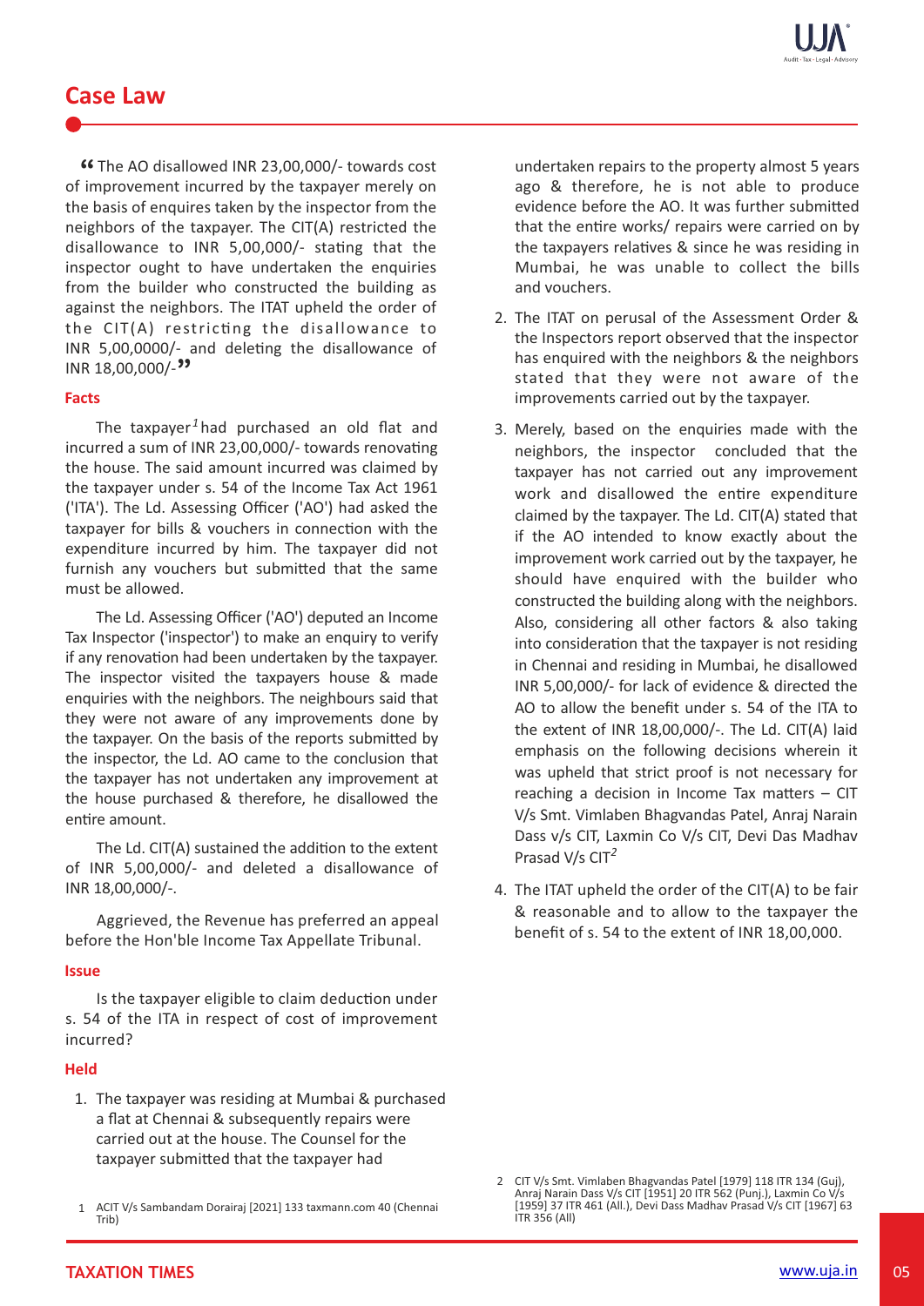## Case Law

"The AO disallowed INR 23,00,000/- towards cost of improvement incurred by the taxpayer merely on the basis of enquires taken by the inspector from the neighbors of the taxpayer. The CIT(A) restricted the disallowance to INR 5,00,000/- stating that the inspector ought to have undertaken the enquiries from the builder who constructed the building as against the neighbors. The ITAT upheld the order of the CIT(A) restricting the disallowance to INR 5,00,0000/- and deleting the disallowance of INR 18,00,000/-"

### Facts

The taxpayer[1] had purchased an old flat and incurred a sum of INR 23,00,000/- towards renovating the house. The said amount incurred was claimed by the taxpayer under s. 54 of the Income Tax Act 1961 ('ITA'). The Ld. Assessing Officer ('AO') had asked the taxpayer for bills & vouchers in connection with the expenditure incurred by him. The taxpayer did not furnish any vouchers but submitted that the same must be allowed.

The Ld. Assessing Officer ('AO') deputed an Income Tax Inspector ('inspector') to make an enquiry to verify if any renovation had been undertaken by the taxpayer. The inspector visited the taxpayers house & made enquiries with the neighbors. The neighbours said that they were not aware of any improvements done by the taxpayer. On the basis of the reports submitted by the inspector, the Ld. AO came to the conclusion that the taxpayer has not undertaken any improvement at the house purchased & therefore, he disallowed the entire amount.

The Ld. CIT(A) sustained the addition to the extent of INR 5,00,000/- and deleted a disallowance of INR 18,00,000/-.

Aggrieved, the Revenue has preferred an appeal before the Hon'ble Income Tax Appellate Tribunal.

### Issue

Is the taxpayer eligible to claim deduction under s. 54 of the ITA in respect of cost of improvement incurred?

### Held

1. The taxpayer was residing at Mumbai & purchased a flat at Chennai & subsequently repairs were carried out at the house. The Counsel for the taxpayer submitted that the taxpayer had undertaken repairs to the property almost 5 years ago & therefore, he is not able to produce evidence before the AO. It was further submitted that the entire works/ repairs were carried on by the taxpayers relatives & since he was residing in Mumbai, he was unable to collect the bills and vouchers.
2. The ITAT on perusal of the Assessment Order & the Inspectors report observed that the inspector has enquired with the neighbors & the neighbors stated that they were not aware of the improvements carried out by the taxpayer.
3. Merely, based on the enquiries made with the neighbors, the inspector concluded that the taxpayer has not carried out any improvement work and disallowed the entire expenditure claimed by the taxpayer. The Ld. CIT(A) stated that if the AO intended to know exactly about the improvement work carried out by the taxpayer, he should have enquired with the builder who constructed the building along with the neighbors. Also, considering all other factors & also taking into consideration that the taxpayer is not residing in Chennai and residing in Mumbai, he disallowed INR 5,00,000/- for lack of evidence & directed the AO to allow the benefit under s. 54 of the ITA to the extent of INR 18,00,000/-. The Ld. CIT(A) laid emphasis on the following decisions wherein it was upheld that strict proof is not necessary for reaching a decision in Income Tax matters – CIT V/s Smt. Vimlaben Bhagvandas Patel, Anraj Narain Dass v/s CIT, Laxmin Co V/s CIT, Devi Das Madhav Prasad V/s CIT[2]
4. The ITAT upheld the order of the CIT(A) to be fair & reasonable and to allow to the taxpayer the benefit of s. 54 to the extent of INR 18,00,000.

---

1 ACIT V/s Sambandam Dorairaj [2021] 133 taxmann.com 40 (Chennai Trib)

2 CIT V/s Smt. Vimlaben Bhagvandas Patel [1979] 118 ITR 134 (Guj), Anraj Narain Dass V/s CIT [1951] 20 ITR 562 (Punj.), Laxmin Co V/s [1959] 37 ITR 461 (All.), Devi Dass Madhav Prasad V/s CIT [1967] 63 ITR 356 (All)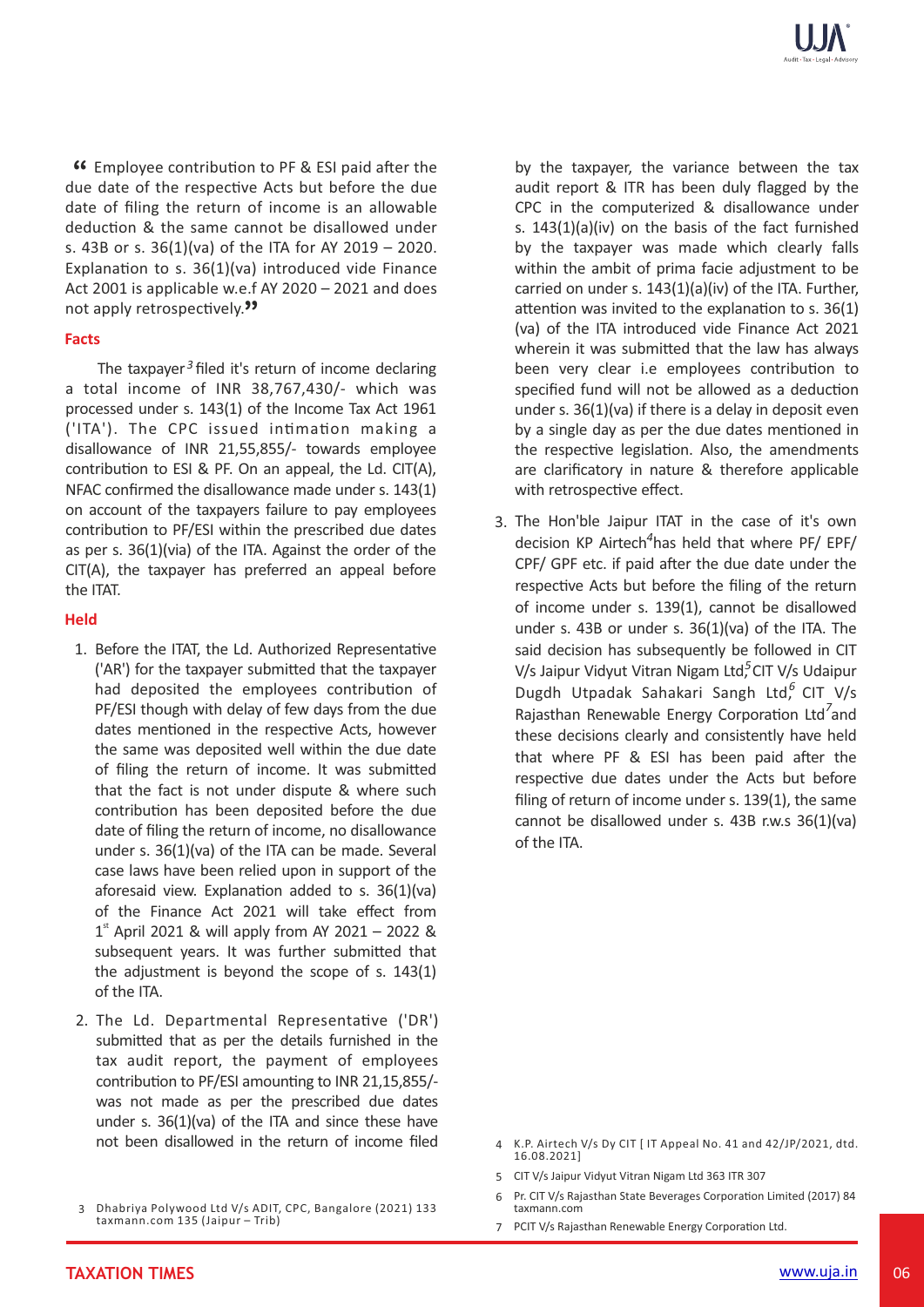"Employee contribution to PF & ESI paid after the due date of the respective Acts but before the due date of filing the return of income is an allowable deduction & the same cannot be disallowed under s. 43B or s. 36(1)(va) of the ITA for AY 2019 – 2020. Explanation to s. 36(1)(va) introduced vide Finance Act 2001 is applicable w.e.f AY 2020 – 2021 and does not apply retrospectively."

**Facts**

The taxpayer[3] filed it's return of income declaring a total income of INR 38,767,430/- which was processed under s. 143(1) of the Income Tax Act 1961 ('ITA'). The CPC issued intimation making a disallowance of INR 21,55,855/- towards employee contribution to ESI & PF. On an appeal, the Ld. CIT(A), NFAC confirmed the disallowance made under s. 143(1) on account of the taxpayers failure to pay employees contribution to PF/ESI within the prescribed due dates as per s. 36(1)(via) of the ITA. Against the order of the CIT(A), the taxpayer has preferred an appeal before the ITAT.

**Held**

1. Before the ITAT, the Ld. Authorized Representative ('AR') for the taxpayer submitted that the taxpayer had deposited the employees contribution of PF/ESI though with delay of few days from the due dates mentioned in the respective Acts, however the same was deposited well within the due date of filing the return of income. It was submitted that the fact is not under dispute & where such contribution has been deposited before the due date of filing the return of income, no disallowance under s. 36(1)(va) of the ITA can be made. Several case laws have been relied upon in support of the aforesaid view. Explanation added to s. 36(1)(va) of the Finance Act 2021 will take effect from 1st April 2021 & will apply from AY 2021 – 2022 & subsequent years. It was further submitted that the adjustment is beyond the scope of s. 143(1) of the ITA.
2. The Ld. Departmental Representative ('DR') submitted that as per the details furnished in the tax audit report, the payment of employees contribution to PF/ESI amounting to INR 21,15,855/- was not made as per the prescribed due dates under s. 36(1)(va) of the ITA and since these have not been disallowed in the return of income filed by the taxpayer, the variance between the tax audit report & ITR has been duly flagged by the CPC in the computerized & disallowance under s. 143(1)(a)(iv) on the basis of the fact furnished by the taxpayer was made which clearly falls within the ambit of prima facie adjustment to be carried on under s. 143(1)(a)(iv) of the ITA. Further, attention was invited to the explanation to s. 36(1)(va) of the ITA introduced vide Finance Act 2021 wherein it was submitted that the law has always been very clear i.e employees contribution to specified fund will not be allowed as a deduction under s. 36(1)(va) if there is a delay in deposit even by a single day as per the due dates mentioned in the respective legislation. Also, the amendments are clarificatory in nature & therefore applicable with retrospective effect.
3. The Hon'ble Jaipur ITAT in the case of it's own decision KP Airtech[4] has held that where PF/ EPF/ CPF/ GPF etc. if paid after the due date under the respective Acts but before the filing of the return of income under s. 139(1), cannot be disallowed under s. 43B or under s. 36(1)(va) of the ITA. The said decision has subsequently be followed in CIT V/s Jaipur Vidyut Vitran Nigam Ltd,[5] CIT V/s Udaipur Dugdh Utpadak Sahakari Sangh Ltd,[6] CIT V/s Rajasthan Renewable Energy Corporation Ltd[7] and these decisions clearly and consistently have held that where PF & ESI has been paid after the respective due dates under the Acts but before filing of return of income under s. 139(1), the same cannot be disallowed under s. 43B r.w.s 36(1)(va) of the ITA.

---

3 Dhabriya Polywood Ltd V/s ADIT, CPC, Bangalore (2021) 133 taxmann.com 135 (Jaipur – Trib)

4 K.P. Airtech V/s Dy CIT [ IT Appeal No. 41 and 42/JP/2021, dtd. 16.08.2021]

5 CIT V/s Jaipur Vidyut Vitran Nigam Ltd 363 ITR 307

6 Pr. CIT V/s Rajasthan State Beverages Corporation Limited (2017) 84 taxmann.com

7 PCIT V/s Rajasthan Renewable Energy Corporation Ltd.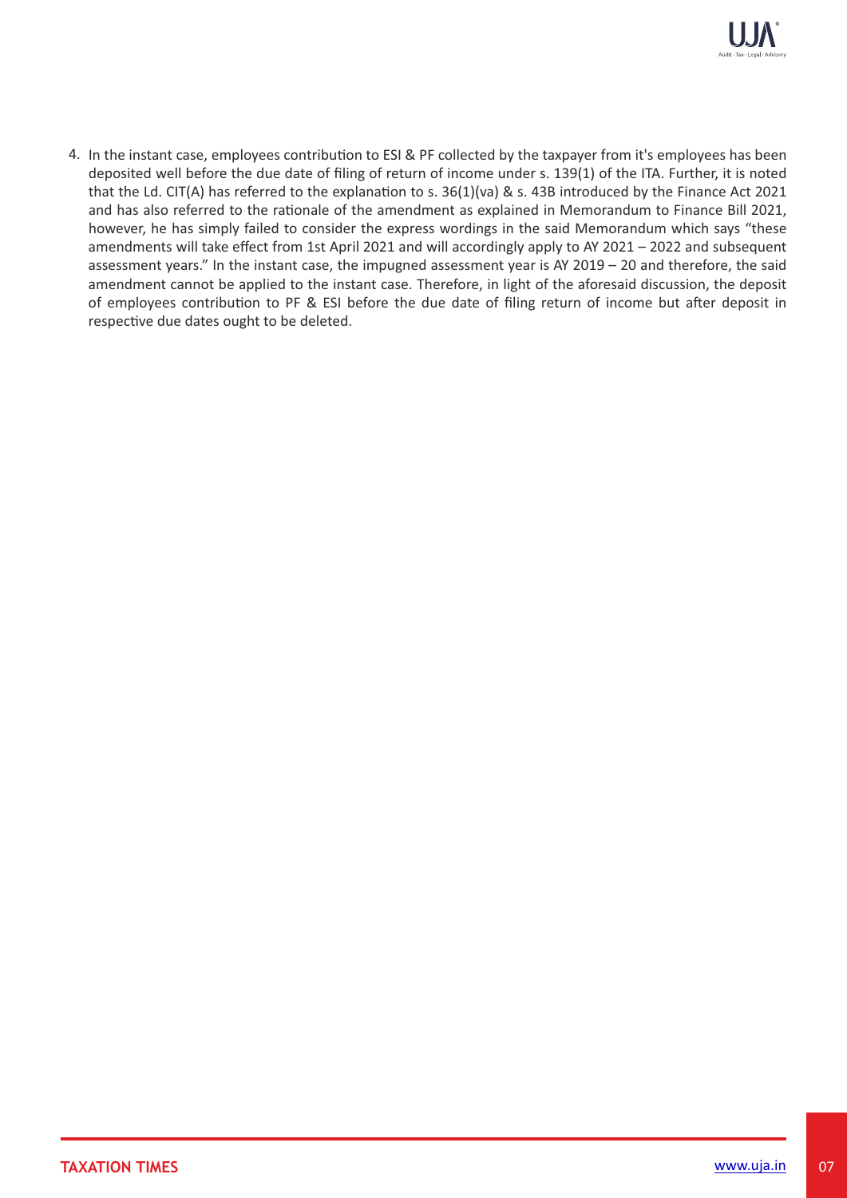4. In the instant case, employees contribution to ESI & PF collected by the taxpayer from it's employees has been deposited well before the due date of filing of return of income under s. 139(1) of the ITA. Further, it is noted that the Ld. CIT(A) has referred to the explanation to s. 36(1)(va) & s. 43B introduced by the Finance Act 2021 and has also referred to the rationale of the amendment as explained in Memorandum to Finance Bill 2021, however, he has simply failed to consider the express wordings in the said Memorandum which says "these amendments will take effect from 1st April 2021 and will accordingly apply to AY 2021 – 2022 and subsequent assessment years." In the instant case, the impugned assessment year is AY 2019 – 20 and therefore, the said amendment cannot be applied to the instant case. Therefore, in light of the aforesaid discussion, the deposit of employees contribution to PF & ESI before the due date of filing return of income but after deposit in respective due dates ought to be deleted.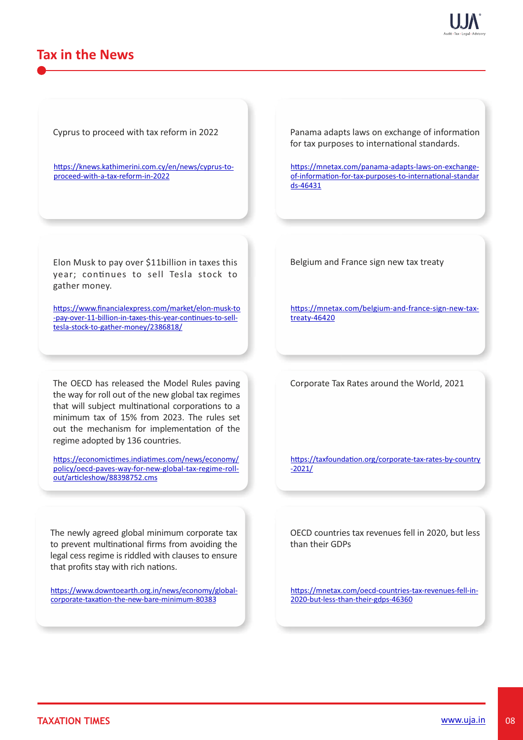## Tax in the News

Cyprus to proceed with tax reform in 2022

https://knews.kathimerini.com.cy/en/news/cyprus-to-proceed-with-a-tax-reform-in-2022

Panama adapts laws on exchange of information for tax purposes to international standards.

https://mnetax.com/panama-adapts-laws-on-exchange-of-information-for-tax-purposes-to-international-standards-46431

Elon Musk to pay over $11billion in taxes this year; continues to sell Tesla stock to gather money.

https://www.financialexpress.com/market/elon-musk-to-pay-over-11-billion-in-taxes-this-year-continues-to-sell-tesla-stock-to-gather-money/2386818/

Belgium and France sign new tax treaty

https://mnetax.com/belgium-and-france-sign-new-tax-treaty-46420

The OECD has released the Model Rules paving the way for roll out of the new global tax regimes that will subject multinational corporations to a minimum tax of 15% from 2023. The rules set out the mechanism for implementation of the regime adopted by 136 countries.

https://economictimes.indiatimes.com/news/economy/policy/oecd-paves-way-for-new-global-tax-regime-roll-out/articleshow/88398752.cms

Corporate Tax Rates around the World, 2021

https://taxfoundation.org/corporate-tax-rates-by-country-2021/

The newly agreed global minimum corporate tax to prevent multinational firms from avoiding the legal cess regime is riddled with clauses to ensure that profits stay with rich nations.

https://www.downtoearth.org.in/news/economy/global-corporate-taxation-the-new-bare-minimum-80383

OECD countries tax revenues fell in 2020, but less than their GDPs

https://mnetax.com/oecd-countries-tax-revenues-fell-in-2020-but-less-than-their-gdps-46360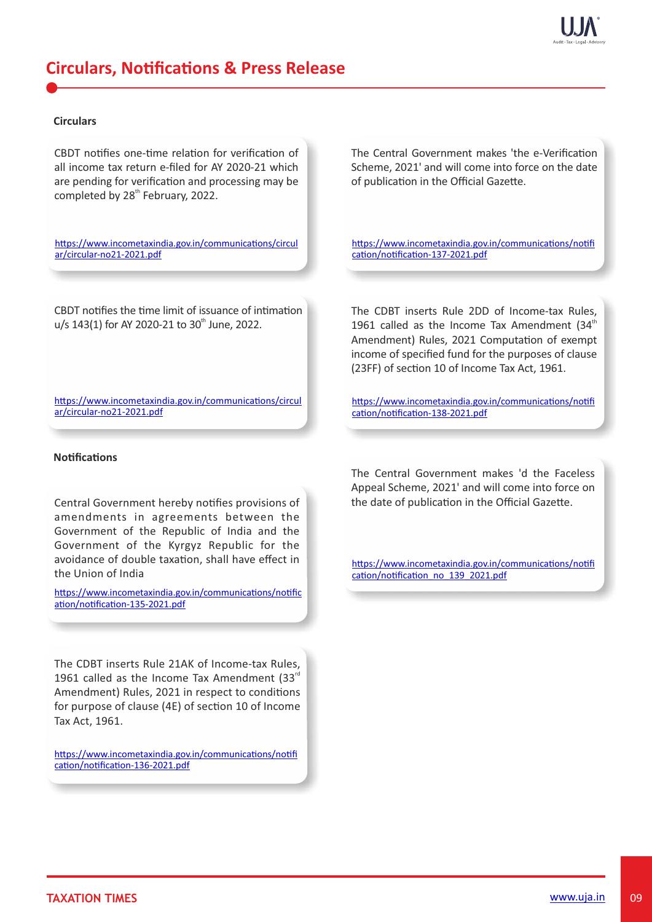## Circulars, Notifications & Press Release

### Circulars

CBDT notifies one-time relation for verification of all income tax return e-filed for AY 2020-21 which are pending for verification and processing may be completed by 28th February, 2022.

https://www.incometaxindia.gov.in/communications/circular/circular-no21-2021.pdf

CBDT notifies the time limit of issuance of intimation u/s 143(1) for AY 2020-21 to 30th June, 2022.

https://www.incometaxindia.gov.in/communications/circular/circular-no21-2021.pdf

The Central Government makes 'the e-Verification Scheme, 2021' and will come into force on the date of publication in the Official Gazette.

https://www.incometaxindia.gov.in/communications/notification/notification-137-2021.pdf

The CDBT inserts Rule 2DD of Income-tax Rules, 1961 called as the Income Tax Amendment (34th Amendment) Rules, 2021 Computation of exempt income of specified fund for the purposes of clause (23FF) of section 10 of Income Tax Act, 1961.

https://www.incometaxindia.gov.in/communications/notification/notification-138-2021.pdf

### Notifications

Central Government hereby notifies provisions of amendments in agreements between the Government of the Republic of India and the Government of the Kyrgyz Republic for the avoidance of double taxation, shall have effect in the Union of India

https://www.incometaxindia.gov.in/communications/notification/notification-135-2021.pdf

The CDBT inserts Rule 21AK of Income-tax Rules, 1961 called as the Income Tax Amendment (33rd Amendment) Rules, 2021 in respect to conditions for purpose of clause (4E) of section 10 of Income Tax Act, 1961.

https://www.incometaxindia.gov.in/communications/notification/notification-136-2021.pdf

The Central Government makes 'd the Faceless Appeal Scheme, 2021' and will come into force on the date of publication in the Official Gazette.

https://www.incometaxindia.gov.in/communications/notification/notification_no_139_2021.pdf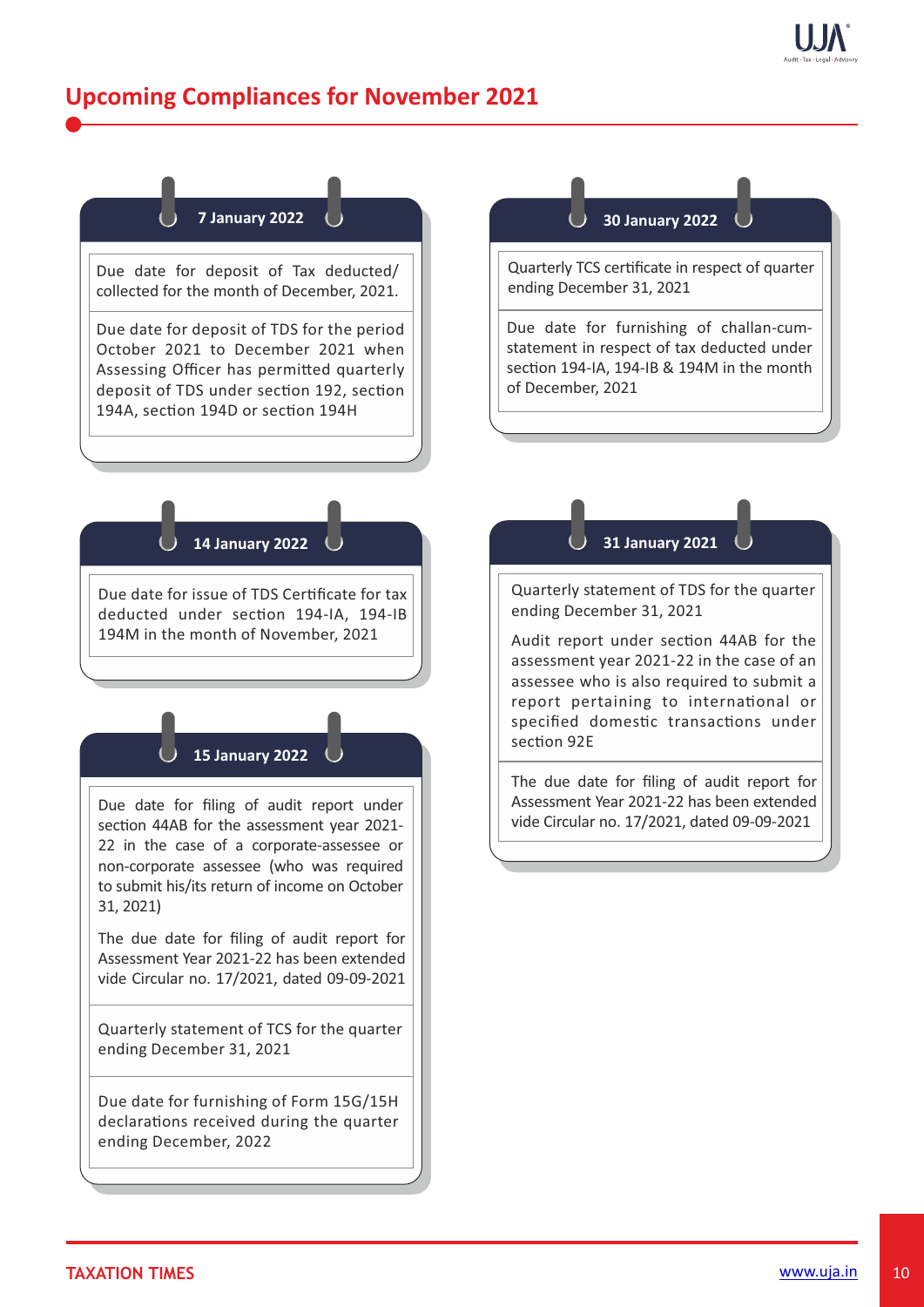## Upcoming Compliances for November 2021

### 7 January 2022

Due date for deposit of Tax deducted/ collected for the month of December, 2021.

Due date for deposit of TDS for the period October 2021 to December 2021 when Assessing Officer has permitted quarterly deposit of TDS under section 192, section 194A, section 194D or section 194H

### 14 January 2022

Due date for issue of TDS Certificate for tax deducted under section 194-IA, 194-IB 194M in the month of November, 2021

### 15 January 2022

Due date for filing of audit report under section 44AB for the assessment year 2021-22 in the case of a corporate-assessee or non-corporate assessee (who was required to submit his/its return of income on October 31, 2021)

The due date for filing of audit report for Assessment Year 2021-22 has been extended vide Circular no. 17/2021, dated 09-09-2021

Quarterly statement of TCS for the quarter ending December 31, 2021

Due date for furnishing of Form 15G/15H declarations received during the quarter ending December, 2022

### 30 January 2022

Quarterly TCS certificate in respect of quarter ending December 31, 2021

Due date for furnishing of challan-cum-statement in respect of tax deducted under section 194-IA, 194-IB & 194M in the month of December, 2021

### 31 January 2021

Quarterly statement of TDS for the quarter ending December 31, 2021

Audit report under section 44AB for the assessment year 2021-22 in the case of an assessee who is also required to submit a report pertaining to international or specified domestic transactions under section 92E

The due date for filing of audit report for Assessment Year 2021-22 has been extended vide Circular no. 17/2021, dated 09-09-2021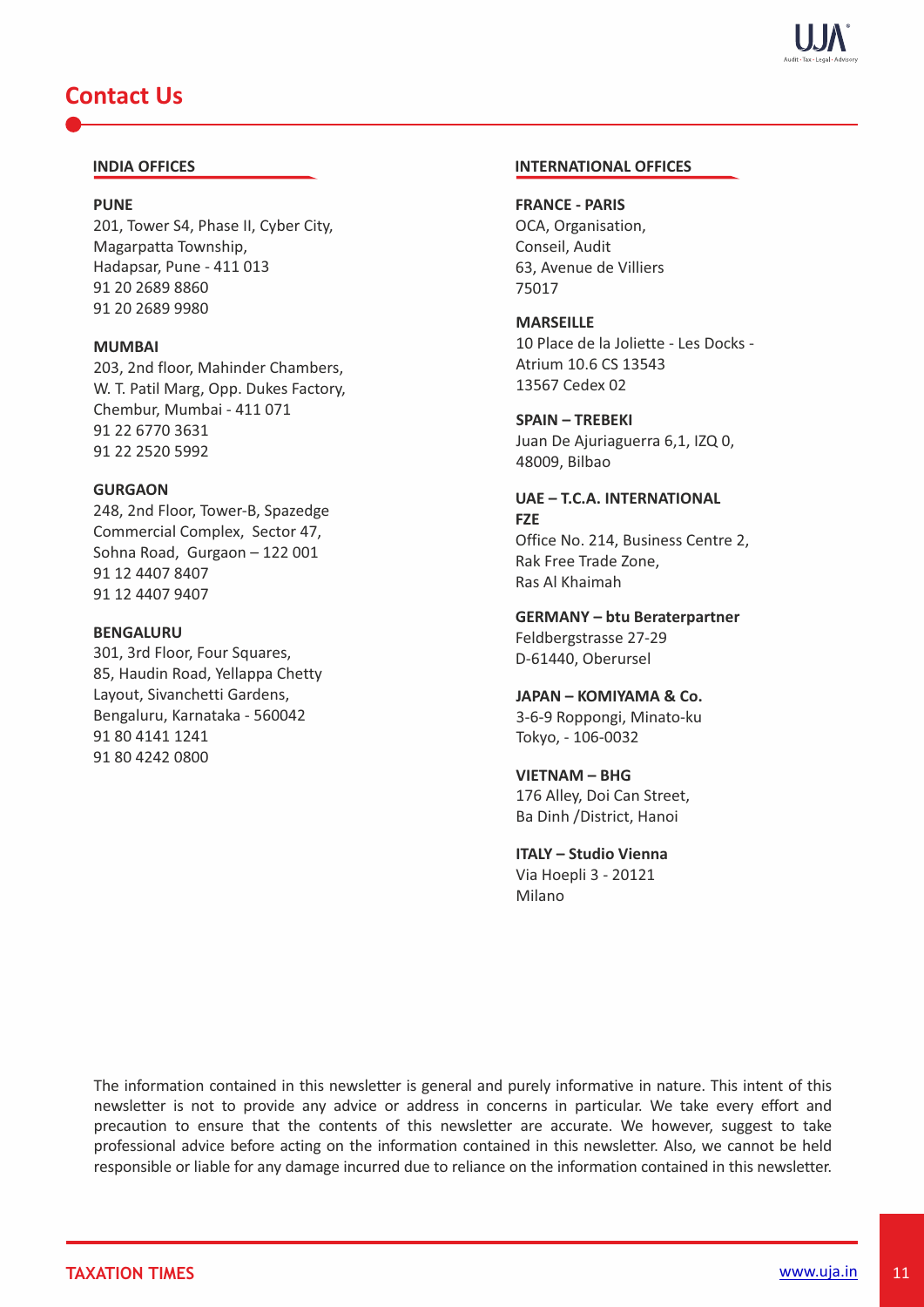# Contact Us

## INDIA OFFICES

**PUNE**
201, Tower S4, Phase II, Cyber City,
Magarpatta Township,
Hadapsar, Pune - 411 013
91 20 2689 8860
91 20 2689 9980

**MUMBAI**
203, 2nd floor, Mahinder Chambers,
W. T. Patil Marg, Opp. Dukes Factory,
Chembur, Mumbai - 411 071
91 22 6770 3631
91 22 2520 5992

**GURGAON**
248, 2nd Floor, Tower-B, Spazedge
Commercial Complex, Sector 47,
Sohna Road, Gurgaon – 122 001
91 12 4407 8407
91 12 4407 9407

**BENGALURU**
301, 3rd Floor, Four Squares,
85, Haudin Road, Yellappa Chetty
Layout, Sivanchetti Gardens,
Bengaluru, Karnataka - 560042
91 80 4141 1241
91 80 4242 0800

## INTERNATIONAL OFFICES

**FRANCE - PARIS**
OCA, Organisation,
Conseil, Audit
63, Avenue de Villiers
75017

**MARSEILLE**
10 Place de la Joliette - Les Docks -
Atrium 10.6 CS 13543
13567 Cedex 02

**SPAIN – TREBEKI**
Juan De Ajuriaguerra 6,1, IZQ 0,
48009, Bilbao

**UAE – T.C.A. INTERNATIONAL FZE**
Office No. 214, Business Centre 2,
Rak Free Trade Zone,
Ras Al Khaimah

**GERMANY – btu Beraterpartner**
Feldbergstrasse 27-29
D-61440, Oberursel

**JAPAN – KOMIYAMA & Co.**
3-6-9 Roppongi, Minato-ku
Tokyo, - 106-0032

**VIETNAM – BHG**
176 Alley, Doi Can Street,
Ba Dinh /District, Hanoi

**ITALY – Studio Vienna**
Via Hoepli 3 - 20121
Milano

The information contained in this newsletter is general and purely informative in nature. This intent of this newsletter is not to provide any advice or address in concerns in particular. We take every effort and precaution to ensure that the contents of this newsletter are accurate. We however, suggest to take professional advice before acting on the information contained in this newsletter. Also, we cannot be held responsible or liable for any damage incurred due to reliance on the information contained in this newsletter.